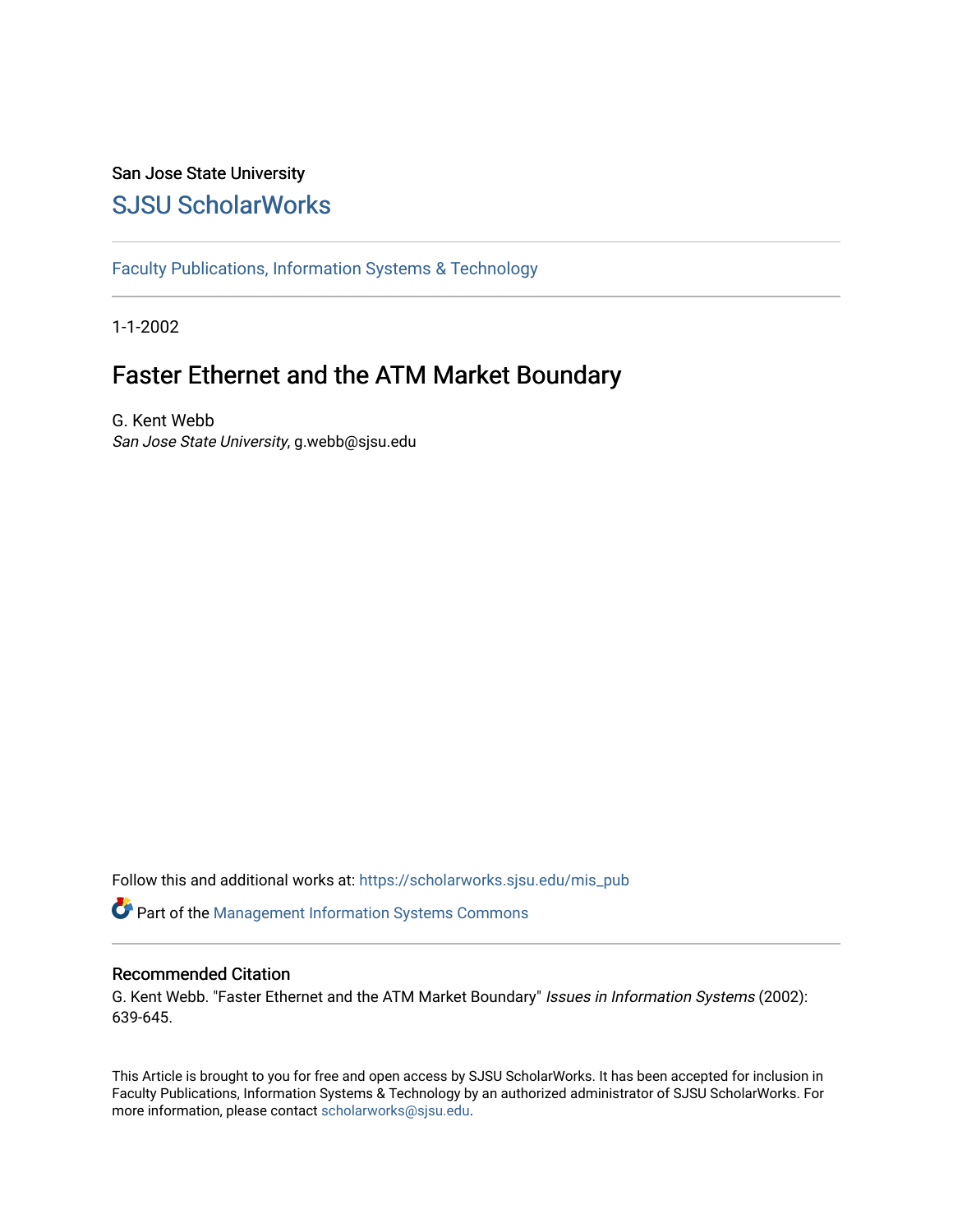San Jose State University

## SJSU ScholarWorks

Faculty Publications, Information Systems & Technology

1-1-2002

# Faster Ethernet and the ATM Market Boundary

G. Kent Webb
*San Jose State University*, g.webb@sjsu.edu

Follow this and additional works at: https://scholarworks.sjsu.edu/mis_pub

Part of the Management Information Systems Commons

## Recommended Citation

G. Kent Webb. "Faster Ethernet and the ATM Market Boundary" *Issues in Information Systems* (2002): 639-645.

This Article is brought to you for free and open access by SJSU ScholarWorks. It has been accepted for inclusion in Faculty Publications, Information Systems & Technology by an authorized administrator of SJSU ScholarWorks. For more information, please contact scholarworks@sjsu.edu.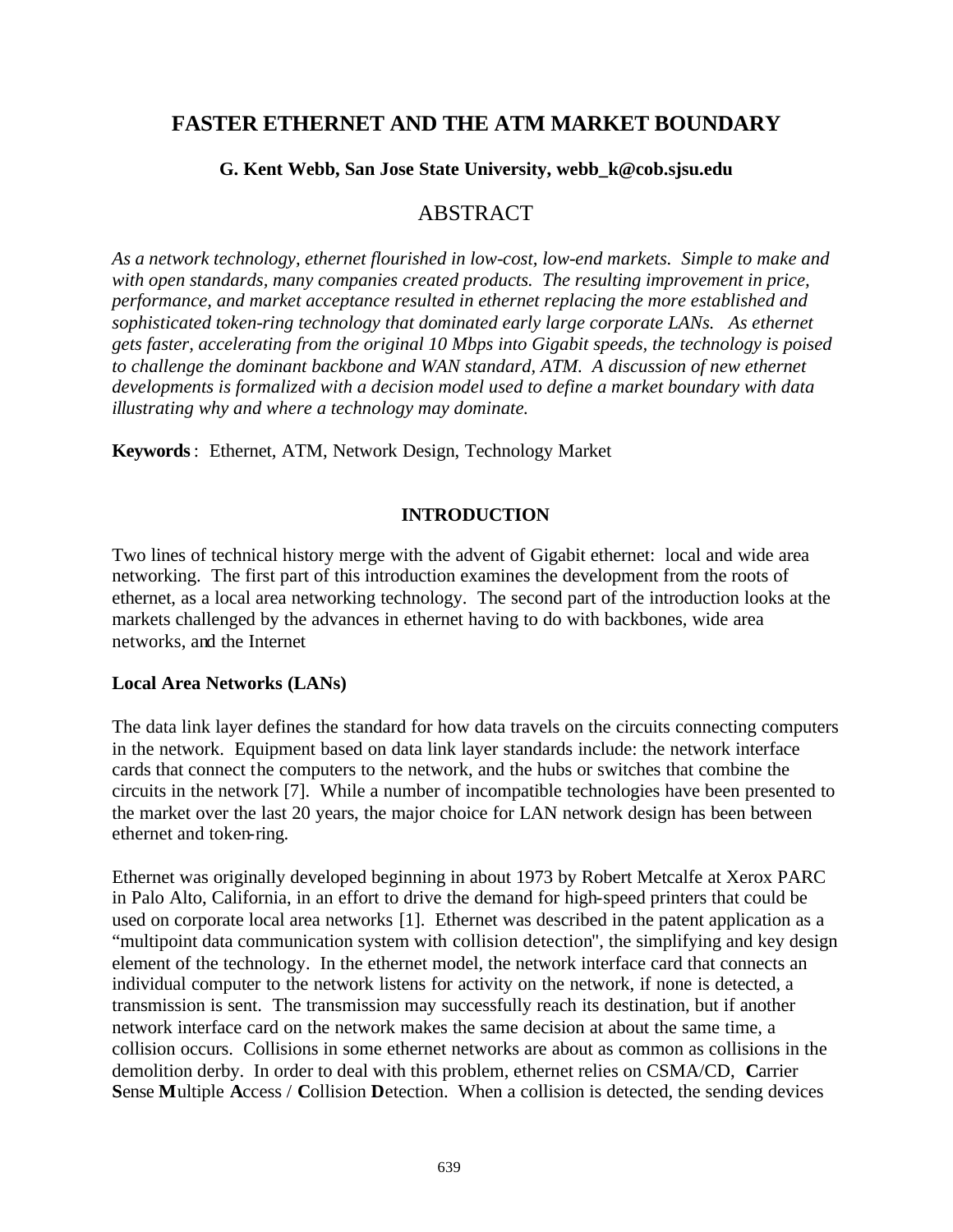# FASTER ETHERNET AND THE ATM MARKET BOUNDARY

**G. Kent Webb, San Jose State University, webb_k@cob.sjsu.edu**

## ABSTRACT

*As a network technology, ethernet flourished in low-cost, low-end markets. Simple to make and with open standards, many companies created products. The resulting improvement in price, performance, and market acceptance resulted in ethernet replacing the more established and sophisticated token-ring technology that dominated early large corporate LANs. As ethernet gets faster, accelerating from the original 10 Mbps into Gigabit speeds, the technology is poised to challenge the dominant backbone and WAN standard, ATM. A discussion of new ethernet developments is formalized with a decision model used to define a market boundary with data illustrating why and where a technology may dominate.*

**Keywords**: Ethernet, ATM, Network Design, Technology Market

## INTRODUCTION

Two lines of technical history merge with the advent of Gigabit ethernet: local and wide area networking. The first part of this introduction examines the development from the roots of ethernet, as a local area networking technology. The second part of the introduction looks at the markets challenged by the advances in ethernet having to do with backbones, wide area networks, and the Internet

### Local Area Networks (LANs)

The data link layer defines the standard for how data travels on the circuits connecting computers in the network. Equipment based on data link layer standards include: the network interface cards that connect the computers to the network, and the hubs or switches that combine the circuits in the network [7]. While a number of incompatible technologies have been presented to the market over the last 20 years, the major choice for LAN network design has been between ethernet and token-ring.

Ethernet was originally developed beginning in about 1973 by Robert Metcalfe at Xerox PARC in Palo Alto, California, in an effort to drive the demand for high-speed printers that could be used on corporate local area networks [1]. Ethernet was described in the patent application as a "multipoint data communication system with collision detection", the simplifying and key design element of the technology. In the ethernet model, the network interface card that connects an individual computer to the network listens for activity on the network, if none is detected, a transmission is sent. The transmission may successfully reach its destination, but if another network interface card on the network makes the same decision at about the same time, a collision occurs. Collisions in some ethernet networks are about as common as collisions in the demolition derby. In order to deal with this problem, ethernet relies on CSMA/CD, **C**arrier **S**ense **M**ultiple **A**ccess / **C**ollision **D**etection. When a collision is detected, the sending devices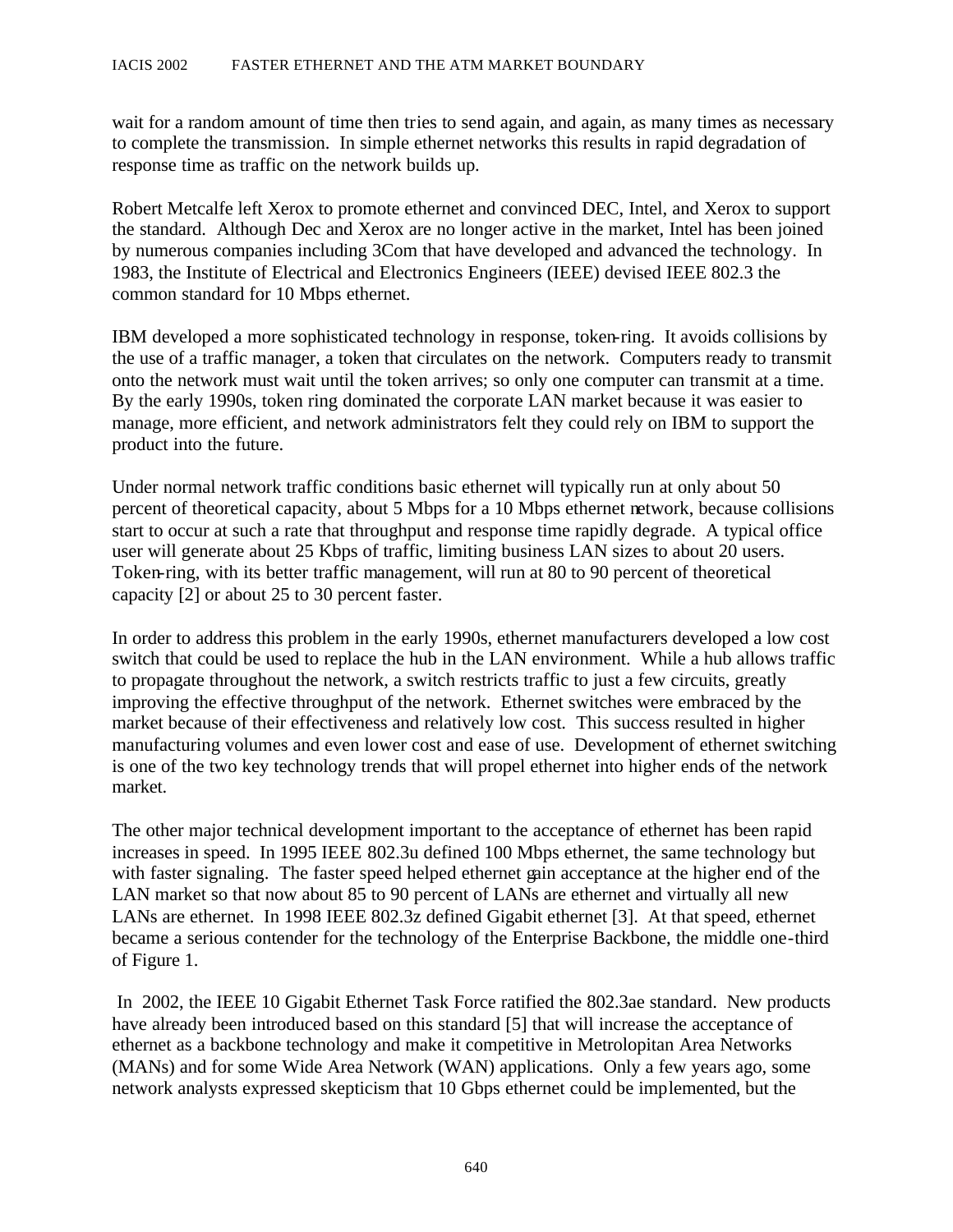wait for a random amount of time then tries to send again, and again, as many times as necessary to complete the transmission. In simple ethernet networks this results in rapid degradation of response time as traffic on the network builds up.

Robert Metcalfe left Xerox to promote ethernet and convinced DEC, Intel, and Xerox to support the standard. Although Dec and Xerox are no longer active in the market, Intel has been joined by numerous companies including 3Com that have developed and advanced the technology. In 1983, the Institute of Electrical and Electronics Engineers (IEEE) devised IEEE 802.3 the common standard for 10 Mbps ethernet.

IBM developed a more sophisticated technology in response, token-ring. It avoids collisions by the use of a traffic manager, a token that circulates on the network. Computers ready to transmit onto the network must wait until the token arrives; so only one computer can transmit at a time. By the early 1990s, token ring dominated the corporate LAN market because it was easier to manage, more efficient, and network administrators felt they could rely on IBM to support the product into the future.

Under normal network traffic conditions basic ethernet will typically run at only about 50 percent of theoretical capacity, about 5 Mbps for a 10 Mbps ethernet network, because collisions start to occur at such a rate that throughput and response time rapidly degrade. A typical office user will generate about 25 Kbps of traffic, limiting business LAN sizes to about 20 users. Token-ring, with its better traffic management, will run at 80 to 90 percent of theoretical capacity [2] or about 25 to 30 percent faster.

In order to address this problem in the early 1990s, ethernet manufacturers developed a low cost switch that could be used to replace the hub in the LAN environment. While a hub allows traffic to propagate throughout the network, a switch restricts traffic to just a few circuits, greatly improving the effective throughput of the network. Ethernet switches were embraced by the market because of their effectiveness and relatively low cost. This success resulted in higher manufacturing volumes and even lower cost and ease of use. Development of ethernet switching is one of the two key technology trends that will propel ethernet into higher ends of the network market.

The other major technical development important to the acceptance of ethernet has been rapid increases in speed. In 1995 IEEE 802.3u defined 100 Mbps ethernet, the same technology but with faster signaling. The faster speed helped ethernet gain acceptance at the higher end of the LAN market so that now about 85 to 90 percent of LANs are ethernet and virtually all new LANs are ethernet. In 1998 IEEE 802.3z defined Gigabit ethernet [3]. At that speed, ethernet became a serious contender for the technology of the Enterprise Backbone, the middle one-third of Figure 1.

In 2002, the IEEE 10 Gigabit Ethernet Task Force ratified the 802.3ae standard. New products have already been introduced based on this standard [5] that will increase the acceptance of ethernet as a backbone technology and make it competitive in Metrolopitan Area Networks (MANs) and for some Wide Area Network (WAN) applications. Only a few years ago, some network analysts expressed skepticism that 10 Gbps ethernet could be implemented, but the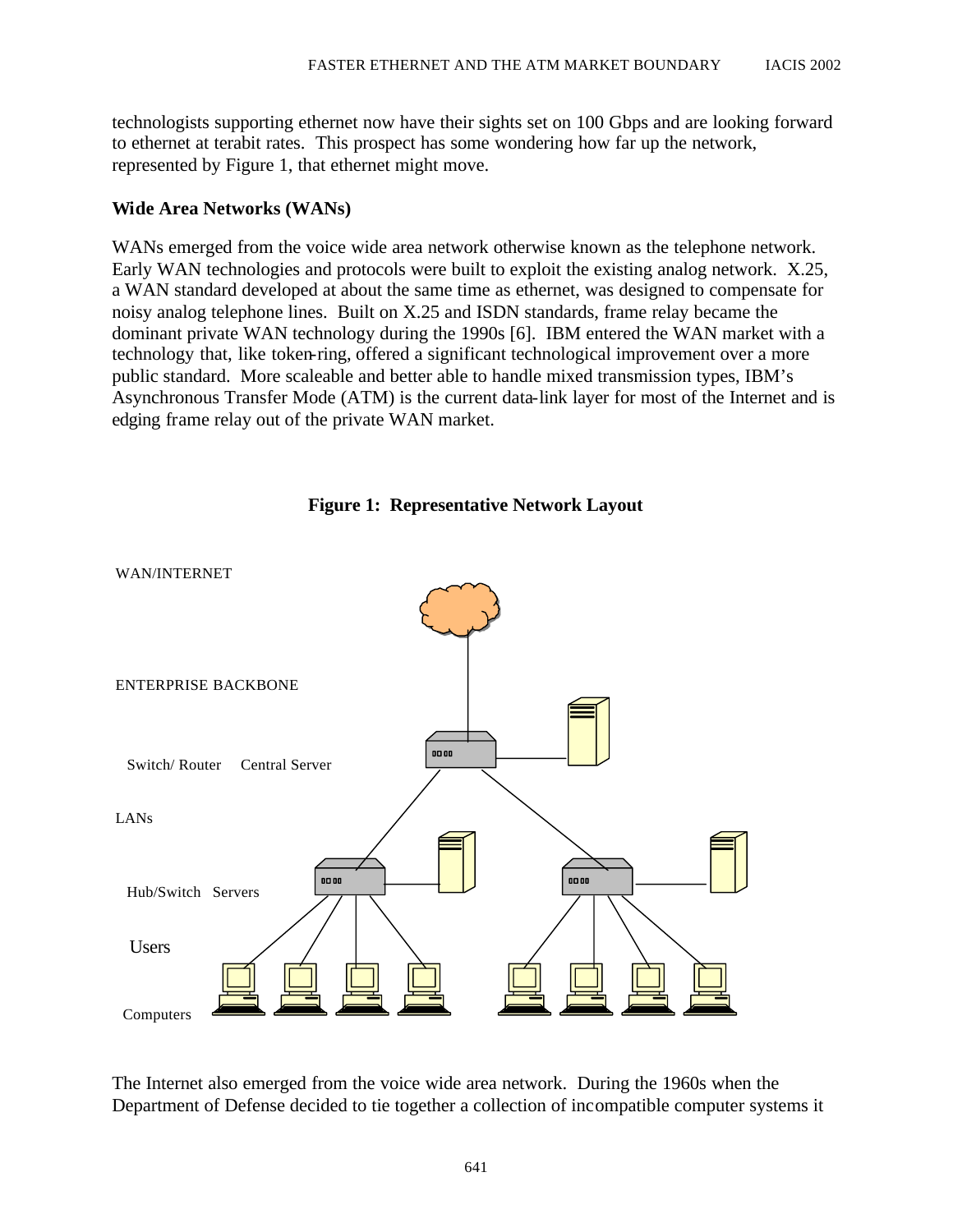technologists supporting ethernet now have their sights set on 100 Gbps and are looking forward to ethernet at terabit rates. This prospect has some wondering how far up the network, represented by Figure 1, that ethernet might move.

### Wide Area Networks (WANs)

WANs emerged from the voice wide area network otherwise known as the telephone network. Early WAN technologies and protocols were built to exploit the existing analog network. X.25, a WAN standard developed at about the same time as ethernet, was designed to compensate for noisy analog telephone lines. Built on X.25 and ISDN standards, frame relay became the dominant private WAN technology during the 1990s [6]. IBM entered the WAN market with a technology that, like token-ring, offered a significant technological improvement over a more public standard. More scaleable and better able to handle mixed transmission types, IBM's Asynchronous Transfer Mode (ATM) is the current data-link layer for most of the Internet and is edging frame relay out of the private WAN market.

**Figure 1: Representative Network Layout**

WAN/INTERNET

ENTERPRISE BACKBONE

Switch/ Router Central Server

LANs

Hub/Switch Servers

Users

Computers

The Internet also emerged from the voice wide area network. During the 1960s when the Department of Defense decided to tie together a collection of incompatible computer systems it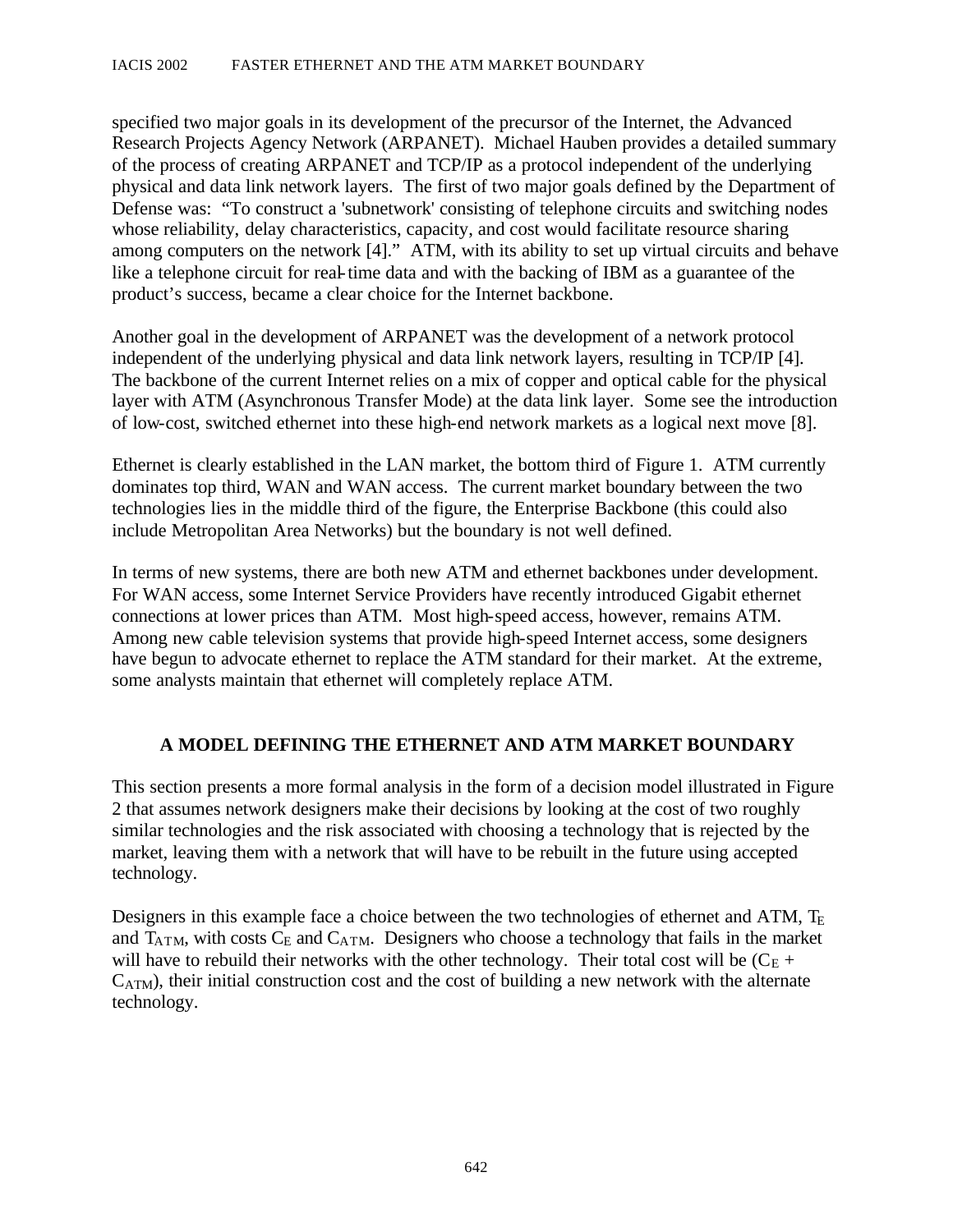specified two major goals in its development of the precursor of the Internet, the Advanced Research Projects Agency Network (ARPANET). Michael Hauben provides a detailed summary of the process of creating ARPANET and TCP/IP as a protocol independent of the underlying physical and data link network layers. The first of two major goals defined by the Department of Defense was: "To construct a 'subnetwork' consisting of telephone circuits and switching nodes whose reliability, delay characteristics, capacity, and cost would facilitate resource sharing among computers on the network [4]." ATM, with its ability to set up virtual circuits and behave like a telephone circuit for real-time data and with the backing of IBM as a guarantee of the product's success, became a clear choice for the Internet backbone.

Another goal in the development of ARPANET was the development of a network protocol independent of the underlying physical and data link network layers, resulting in TCP/IP [4]. The backbone of the current Internet relies on a mix of copper and optical cable for the physical layer with ATM (Asynchronous Transfer Mode) at the data link layer. Some see the introduction of low-cost, switched ethernet into these high-end network markets as a logical next move [8].

Ethernet is clearly established in the LAN market, the bottom third of Figure 1. ATM currently dominates top third, WAN and WAN access. The current market boundary between the two technologies lies in the middle third of the figure, the Enterprise Backbone (this could also include Metropolitan Area Networks) but the boundary is not well defined.

In terms of new systems, there are both new ATM and ethernet backbones under development. For WAN access, some Internet Service Providers have recently introduced Gigabit ethernet connections at lower prices than ATM. Most high-speed access, however, remains ATM. Among new cable television systems that provide high-speed Internet access, some designers have begun to advocate ethernet to replace the ATM standard for their market. At the extreme, some analysts maintain that ethernet will completely replace ATM.

## A MODEL DEFINING THE ETHERNET AND ATM MARKET BOUNDARY

This section presents a more formal analysis in the form of a decision model illustrated in Figure 2 that assumes network designers make their decisions by looking at the cost of two roughly similar technologies and the risk associated with choosing a technology that is rejected by the market, leaving them with a network that will have to be rebuilt in the future using accepted technology.

Designers in this example face a choice between the two technologies of ethernet and ATM, $T_E$ and $T_{ATM}$, with costs $C_E$ and $C_{ATM}$. Designers who choose a technology that fails in the market will have to rebuild their networks with the other technology. Their total cost will be $(C_E + C_{ATM})$, their initial construction cost and the cost of building a new network with the alternate technology.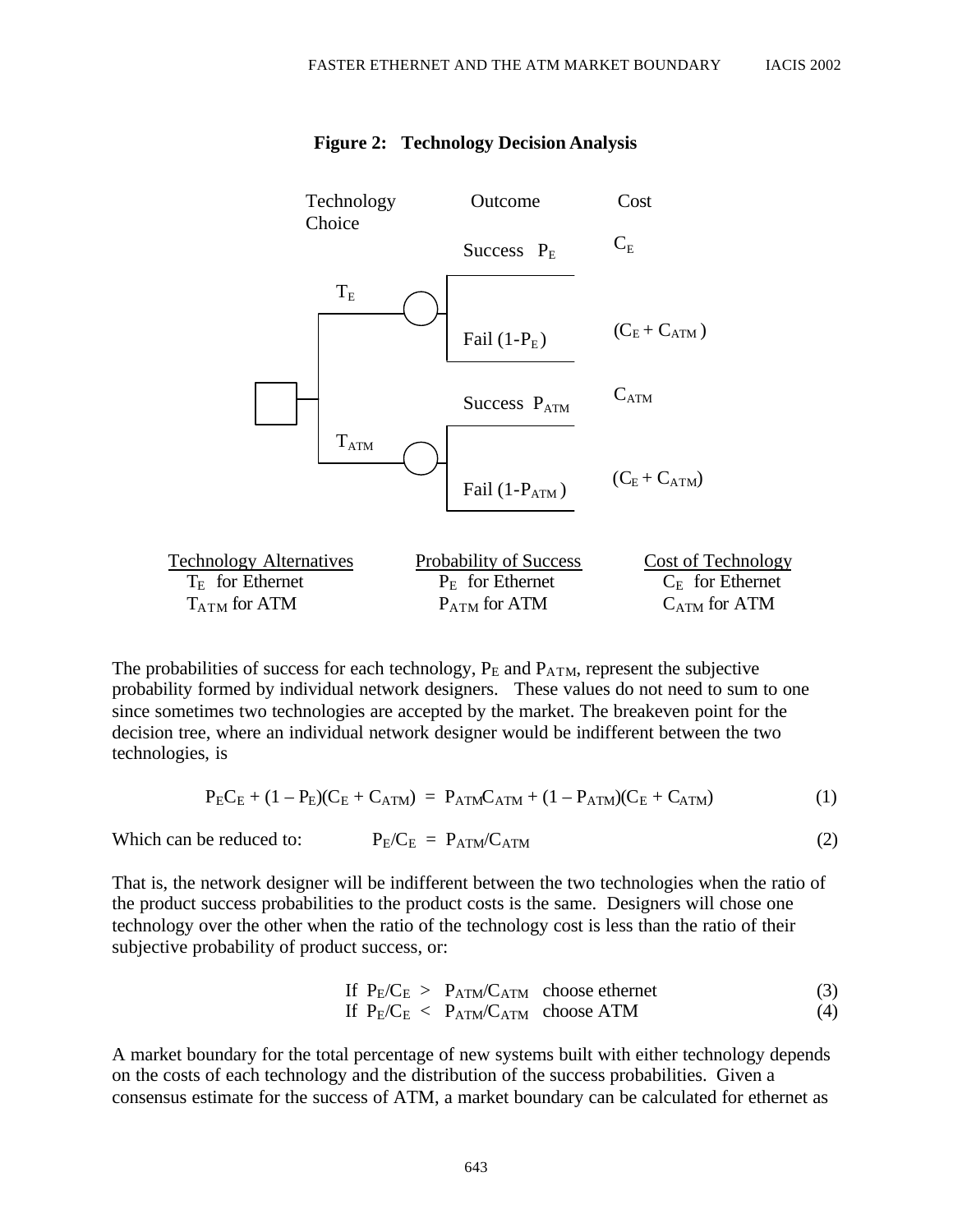**Figure 2: Technology Decision Analysis**

| Technology Choice | Outcome | Cost |
|---|---|---|
| $T_E$ | Success $P_E$ | $C_E$ |
| | Fail $(1-P_E)$ | $(C_E + C_{ATM})$ |
| $T_{ATM}$ | Success $P_{ATM}$ | $C_{ATM}$ |
| | Fail $(1-P_{ATM})$ | $(C_E + C_{ATM})$ |

| Technology Alternatives | Probability of Success | Cost of Technology |
|---|---|---|
| $T_E$ for Ethernet | $P_E$ for Ethernet | $C_E$ for Ethernet |
| $T_{ATM}$ for ATM | $P_{ATM}$ for ATM | $C_{ATM}$ for ATM |

The probabilities of success for each technology, $P_E$ and $P_{ATM}$, represent the subjective probability formed by individual network designers. These values do not need to sum to one since sometimes two technologies are accepted by the market. The breakeven point for the decision tree, where an individual network designer would be indifferent between the two technologies, is

$$P_E C_E + (1 - P_E)(C_E + C_{ATM}) = P_{ATM} C_{ATM} + (1 - P_{ATM})(C_E + C_{ATM}) \quad (1)$$

Which can be reduced to:

$$P_E/C_E = P_{ATM}/C_{ATM} \quad (2)$$

That is, the network designer will be indifferent between the two technologies when the ratio of the product success probabilities to the product costs is the same. Designers will chose one technology over the other when the ratio of the technology cost is less than the ratio of their subjective probability of product success, or:

$$\text{If } P_E/C_E > P_{ATM}/C_{ATM} \text{ choose ethernet} \quad (3)$$

$$\text{If } P_E/C_E < P_{ATM}/C_{ATM} \text{ choose ATM} \quad (4)$$

A market boundary for the total percentage of new systems built with either technology depends on the costs of each technology and the distribution of the success probabilities. Given a consensus estimate for the success of ATM, a market boundary can be calculated for ethernet as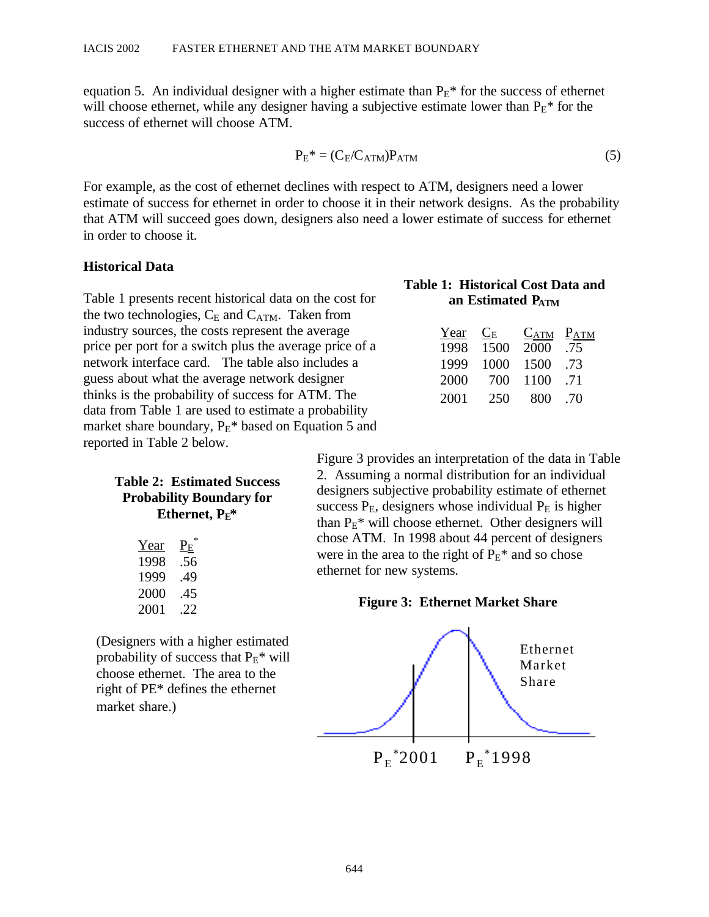equation 5. An individual designer with a higher estimate than $P_E{}^*$ for the success of ethernet will choose ethernet, while any designer having a subjective estimate lower than $P_E{}^*$ for the success of ethernet will choose ATM.

$$P_E{}^* = (C_E/C_{ATM})P_{ATM} \tag{5}$$

For example, as the cost of ethernet declines with respect to ATM, designers need a lower estimate of success for ethernet in order to choose it in their network designs. As the probability that ATM will succeed goes down, designers also need a lower estimate of success for ethernet in order to choose it.

**Historical Data**

Table 1 presents recent historical data on the cost for the two technologies, $C_E$ and $C_{ATM}$. Taken from industry sources, the costs represent the average price per port for a switch plus the average price of a network interface card. The table also includes a guess about what the average network designer thinks is the probability of success for ATM. The data from Table 1 are used to estimate a probability market share boundary, $P_E{}^*$ based on Equation 5 and reported in Table 2 below.

**Table 1: Historical Cost Data and an Estimated $P_{ATM}$**

| Year | $C_E$ | $C_{ATM}$ | $P_{ATM}$ |
|---|---|---|---|
| 1998 | 1500 | 2000 | .75 |
| 1999 | 1000 | 1500 | .73 |
| 2000 | 700 | 1100 | .71 |
| 2001 | 250 | 800 | .70 |

**Table 2: Estimated Success Probability Boundary for Ethernet, $P_E{}^*$**

| Year | $P_E{}^*$ |
|---|---|
| 1998 | .56 |
| 1999 | .49 |
| 2000 | .45 |
| 2001 | .22 |

(Designers with a higher estimated probability of success that $P_E{}^*$ will choose ethernet. The area to the right of PE* defines the ethernet market share.)

Figure 3 provides an interpretation of the data in Table 2. Assuming a normal distribution for an individual designers subjective probability estimate of ethernet success $P_E$, designers whose individual $P_E$ is higher than $P_E{}^*$ will choose ethernet. Other designers will chose ATM. In 1998 about 44 percent of designers were in the area to the right of $P_E{}^*$ and so chose ethernet for new systems.

**Figure 3: Ethernet Market Share**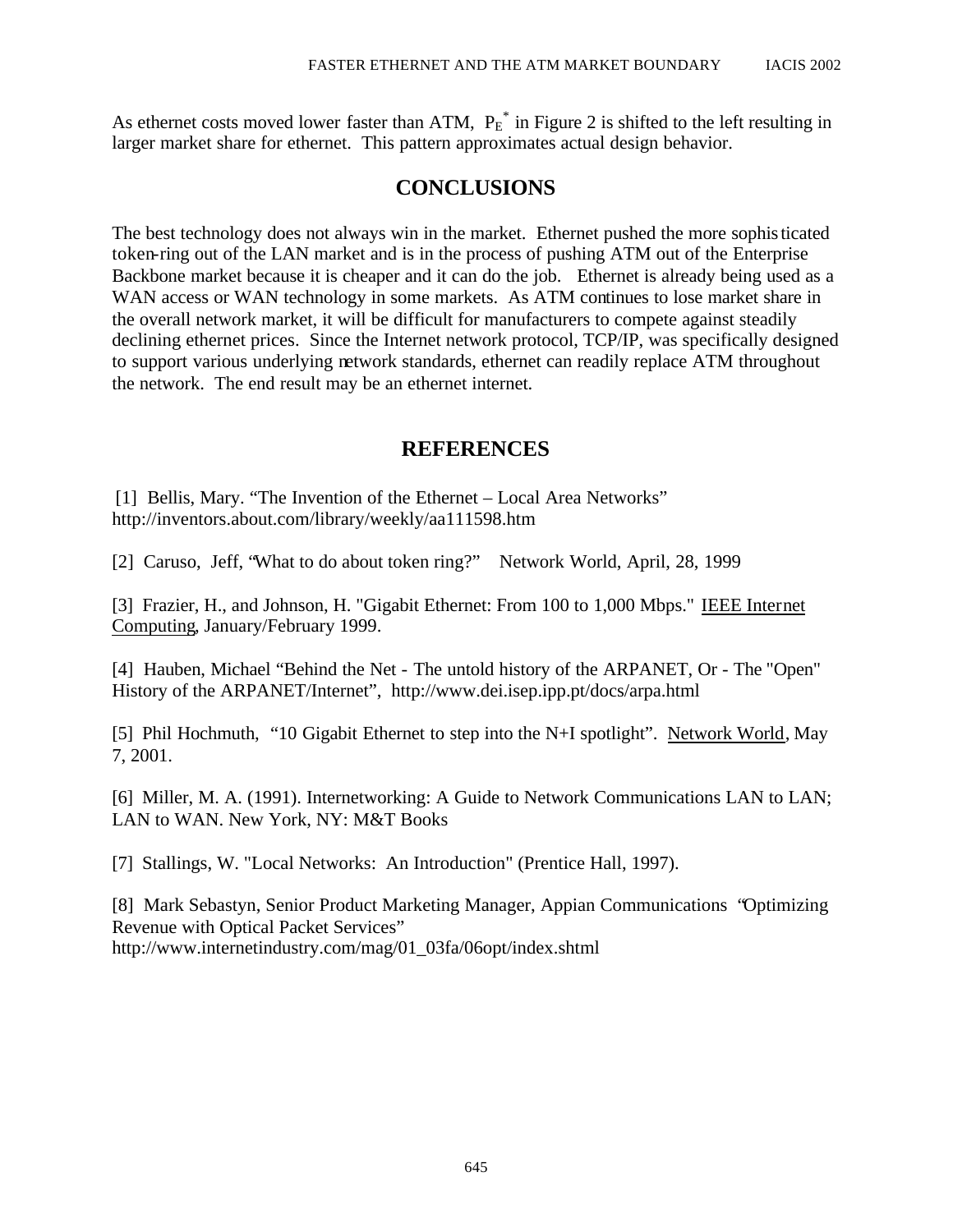As ethernet costs moved lower faster than ATM, $P_E^*$ in Figure 2 is shifted to the left resulting in larger market share for ethernet. This pattern approximates actual design behavior.

## CONCLUSIONS

The best technology does not always win in the market. Ethernet pushed the more sophisticated token-ring out of the LAN market and is in the process of pushing ATM out of the Enterprise Backbone market because it is cheaper and it can do the job. Ethernet is already being used as a WAN access or WAN technology in some markets. As ATM continues to lose market share in the overall network market, it will be difficult for manufacturers to compete against steadily declining ethernet prices. Since the Internet network protocol, TCP/IP, was specifically designed to support various underlying network standards, ethernet can readily replace ATM throughout the network. The end result may be an ethernet internet.

## REFERENCES

[1] Bellis, Mary. "The Invention of the Ethernet – Local Area Networks" http://inventors.about.com/library/weekly/aa111598.htm

[2] Caruso, Jeff, "What to do about token ring?" Network World, April, 28, 1999

[3] Frazier, H., and Johnson, H. "Gigabit Ethernet: From 100 to 1,000 Mbps." IEEE Internet Computing, January/February 1999.

[4] Hauben, Michael "Behind the Net - The untold history of the ARPANET, Or - The "Open" History of the ARPANET/Internet", http://www.dei.isep.ipp.pt/docs/arpa.html

[5] Phil Hochmuth, "10 Gigabit Ethernet to step into the N+I spotlight". Network World, May 7, 2001.

[6] Miller, M. A. (1991). Internetworking: A Guide to Network Communications LAN to LAN; LAN to WAN. New York, NY: M&T Books

[7] Stallings, W. "Local Networks: An Introduction" (Prentice Hall, 1997).

[8] Mark Sebastyn, Senior Product Marketing Manager, Appian Communications "Optimizing Revenue with Optical Packet Services" http://www.internetindustry.com/mag/01_03fa/06opt/index.shtml